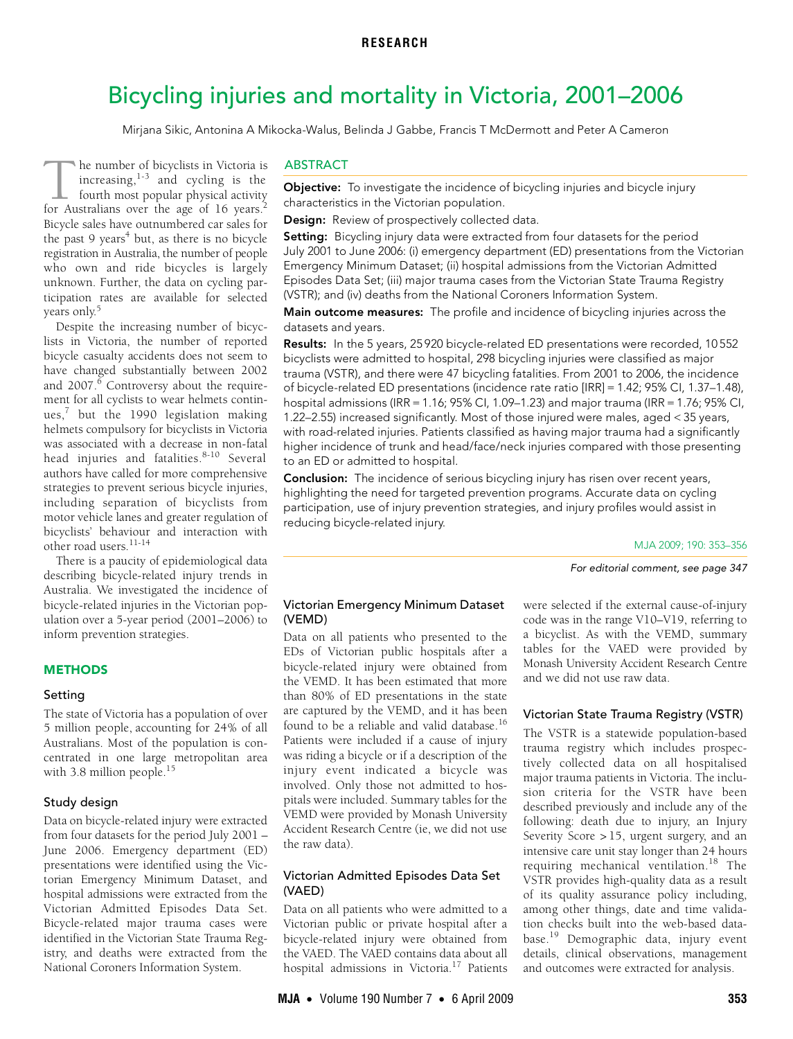# Bicycling injuries and mortality in Victoria, 2001–2006

Mirjana Sikic, Antonina A Mikocka-Walus, Belinda J Gabbe, Francis T McDermott and Peter A Cameron

## ABSTRACT

**Objective:** To investigate the incidence of bicycling injuries and bicycle injury characteristics in the Victorian population.

**Design:** Review of prospectively collected data.

**Setting:** Bicycling injury data were extracted from four datasets for the period July 2001 to June 2006: (i) emergency department (ED) presentations from the Victorian Emergency Minimum Dataset; (ii) hospital admissions from the Victorian Admitted Episodes Data Set; (iii) major trauma cases from the Victorian State Trauma Registry (VSTR); and (iv) deaths from the National Coroners Information System.

**Main outcome measures:** The profile and incidence of bicycling injuries across the datasets and years.

**Results:** In the 5 years, 25 920 bicycle-related ED presentations were recorded, 10 552 bicyclists were admitted to hospital, 298 bicycling injuries were classified as major trauma (VSTR), and there were 47 bicycling fatalities. From 2001 to 2006, the incidence of bicycle-related ED presentations (incidence rate ratio [IRR] = 1.42; 95% CI, 1.37–1.48), hospital admissions (IRR = 1.16; 95% CI, 1.09–1.23) and major trauma (IRR = 1.76; 95% CI, 1.22–2.55) increased significantly. Most of those injured were males, aged < 35 years, with road-related injuries. Patients classified as having major trauma had a significantly higher incidence of trunk and head/face/neck injuries compared with those presenting to an ED or admitted to hospital.

**Conclusion:** The incidence of serious bicycling injury has risen over recent years, highlighting the need for targeted prevention programs. Accurate data on cycling participation, use of injury prevention strategies, and injury profiles would assist in reducing bicycle-related injury.

MJA 2009; 190: 353–356

*For editorial comment, see page 347*

The number of bicyclists in Victoria is increasing,[1-3] and cycling is the fourth most popular physical activity for Australians over the age of 16 years.[2] Bicycle sales have outnumbered car sales for the past 9 years[4] but, as there is no bicycle registration in Australia, the number of people who own and ride bicycles is largely unknown. Further, the data on cycling participation rates are available for selected years only.[5]

Despite the increasing number of bicyclists in Victoria, the number of reported bicycle casualty accidents does not seem to have changed substantially between 2002 and 2007.[6] Controversy about the requirement for all cyclists to wear helmets continues,[7] but the 1990 legislation making helmets compulsory for bicyclists in Victoria was associated with a decrease in non-fatal head injuries and fatalities.[8-10] Several authors have called for more comprehensive strategies to prevent serious bicycle injuries, including separation of bicyclists from motor vehicle lanes and greater regulation of bicyclists' behaviour and interaction with other road users.[11-14]

There is a paucity of epidemiological data describing bicycle-related injury trends in Australia. We investigated the incidence of bicycle-related injuries in the Victorian population over a 5-year period (2001–2006) to inform prevention strategies.

## METHODS

### Setting

The state of Victoria has a population of over 5 million people, accounting for 24% of all Australians. Most of the population is concentrated in one large metropolitan area with 3.8 million people.[15]

### Study design

Data on bicycle-related injury were extracted from four datasets for the period July 2001 – June 2006. Emergency department (ED) presentations were identified using the Victorian Emergency Minimum Dataset, and hospital admissions were extracted from the Victorian Admitted Episodes Data Set. Bicycle-related major trauma cases were identified in the Victorian State Trauma Registry, and deaths were extracted from the National Coroners Information System.

### Victorian Emergency Minimum Dataset (VEMD)

Data on all patients who presented to the EDs of Victorian public hospitals after a bicycle-related injury were obtained from the VEMD. It has been estimated that more than 80% of ED presentations in the state are captured by the VEMD, and it has been found to be a reliable and valid database.[16] Patients were included if a cause of injury was riding a bicycle or if a description of the injury event indicated a bicycle was involved. Only those not admitted to hospitals were included. Summary tables for the VEMD were provided by Monash University Accident Research Centre (ie, we did not use the raw data).

### Victorian Admitted Episodes Data Set (VAED)

Data on all patients who were admitted to a Victorian public or private hospital after a bicycle-related injury were obtained from the VAED. The VAED contains data about all hospital admissions in Victoria.[17] Patients were selected if the external cause-of-injury code was in the range V10–V19, referring to a bicyclist. As with the VEMD, summary tables for the VAED were provided by Monash University Accident Research Centre and we did not use raw data.

### Victorian State Trauma Registry (VSTR)

The VSTR is a statewide population-based trauma registry which includes prospectively collected data on all hospitalised major trauma patients in Victoria. The inclusion criteria for the VSTR have been described previously and include any of the following: death due to injury, an Injury Severity Score > 15, urgent surgery, and an intensive care unit stay longer than 24 hours requiring mechanical ventilation.[18] The VSTR provides high-quality data as a result of its quality assurance policy including, among other things, date and time validation checks built into the web-based database.[19] Demographic data, injury event details, clinical observations, management and outcomes were extracted for analysis.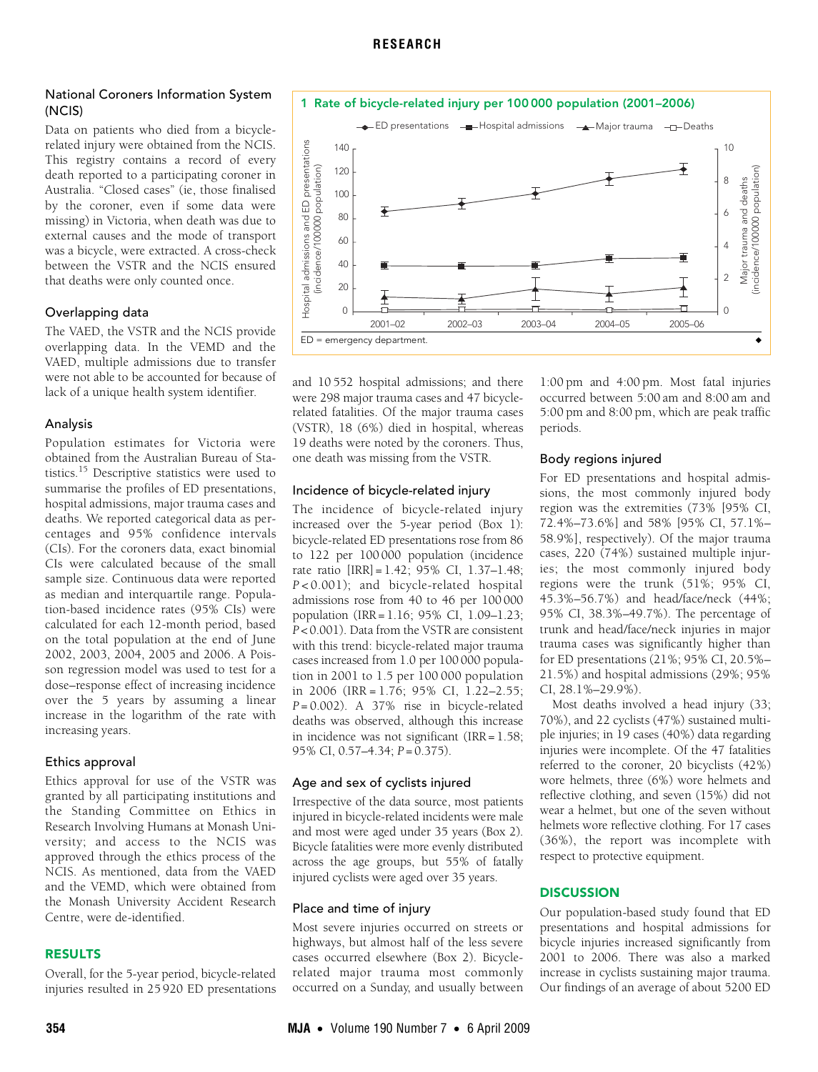### National Coroners Information System (NCIS)

Data on patients who died from a bicycle-related injury were obtained from the NCIS. This registry contains a record of every death reported to a participating coroner in Australia. "Closed cases" (ie, those finalised by the coroner, even if some data were missing) in Victoria, when death was due to external causes and the mode of transport was a bicycle, were extracted. A cross-check between the VSTR and the NCIS ensured that deaths were only counted once.

### Overlapping data

The VAED, the VSTR and the NCIS provide overlapping data. In the VEMD and the VAED, multiple admissions due to transfer were not able to be accounted for because of lack of a unique health system identifier.

### Analysis

Population estimates for Victoria were obtained from the Australian Bureau of Statistics.[15] Descriptive statistics were used to summarise the profiles of ED presentations, hospital admissions, major trauma cases and deaths. We reported categorical data as percentages and 95% confidence intervals (CIs). For the coroners data, exact binomial CIs were calculated because of the small sample size. Continuous data were reported as median and interquartile range. Population-based incidence rates (95% CIs) were calculated for each 12-month period, based on the total population at the end of June 2002, 2003, 2004, 2005 and 2006. A Poisson regression model was used to test for a dose–response effect of increasing incidence over the 5 years by assuming a linear increase in the logarithm of the rate with increasing years.

### Ethics approval

Ethics approval for use of the VSTR was granted by all participating institutions and the Standing Committee on Ethics in Research Involving Humans at Monash University; and access to the NCIS was approved through the ethics process of the NCIS. As mentioned, data from the VAED and the VEMD, which were obtained from the Monash University Accident Research Centre, were de-identified.

## RESULTS

Overall, for the 5-year period, bicycle-related injuries resulted in 25 920 ED presentations and 10 552 hospital admissions; and there were 298 major trauma cases and 47 bicycle-related fatalities. Of the major trauma cases (VSTR), 18 (6%) died in hospital, whereas 19 deaths were noted by the coroners. Thus, one death was missing from the VSTR.

**1 Rate of bicycle-related injury per 100 000 population (2001–2006)**

| Year | ED presentations | Hospital admissions |
|---|---|---|
| 2001–02 | 86 | 40 |
| 2005–06 | 122 | 46 |

ED = emergency department.

### Incidence of bicycle-related injury

The incidence of bicycle-related injury increased over the 5-year period (Box 1): bicycle-related ED presentations rose from 86 to 122 per 100 000 population (incidence rate ratio [IRR] = 1.42; 95% CI, 1.37–1.48; $P < 0.001$); and bicycle-related hospital admissions rose from 40 to 46 per 100 000 population (IRR = 1.16; 95% CI, 1.09–1.23; $P < 0.001$). Data from the VSTR are consistent with this trend: bicycle-related major trauma cases increased from 1.0 per 100 000 population in 2001 to 1.5 per 100 000 population in 2006 (IRR = 1.76; 95% CI, 1.22–2.55; $P = 0.002$). A 37% rise in bicycle-related deaths was observed, although this increase in incidence was not significant (IRR = 1.58; 95% CI, 0.57–4.34; $P = 0.375$).

### Age and sex of cyclists injured

Irrespective of the data source, most patients injured in bicycle-related incidents were male and most were aged under 35 years (Box 2). Bicycle fatalities were more evenly distributed across the age groups, but 55% of fatally injured cyclists were aged over 35 years.

### Place and time of injury

Most severe injuries occurred on streets or highways, but almost half of the less severe cases occurred elsewhere (Box 2). Bicycle-related major trauma most commonly occurred on a Sunday, and usually between 1:00 pm and 4:00 pm. Most fatal injuries occurred between 5:00 am and 8:00 am and 5:00 pm and 8:00 pm, which are peak traffic periods.

### Body regions injured

For ED presentations and hospital admissions, the most commonly injured body region was the extremities (73% [95% CI, 72.4%–73.6%] and 58% [95% CI, 57.1%–58.9%], respectively). Of the major trauma cases, 220 (74%) sustained multiple injuries; the most commonly injured body regions were the trunk (51%; 95% CI, 45.3%–56.7%) and head/face/neck (44%; 95% CI, 38.3%–49.7%). The percentage of trunk and head/face/neck injuries in major trauma cases was significantly higher than for ED presentations (21%; 95% CI, 20.5%–21.5%) and hospital admissions (29%; 95% CI, 28.1%–29.9%).

Most deaths involved a head injury (33; 70%), and 22 cyclists (47%) sustained multiple injuries; in 19 cases (40%) data regarding injuries were incomplete. Of the 47 fatalities referred to the coroner, 20 bicyclists (42%) wore helmets, three (6%) wore helmets and reflective clothing, and seven (15%) did not wear a helmet, but one of the seven without helmets wore reflective clothing. For 17 cases (36%), the report was incomplete with respect to protective equipment.

## DISCUSSION

Our population-based study found that ED presentations and hospital admissions for bicycle injuries increased significantly from 2001 to 2006. There was also a marked increase in cyclists sustaining major trauma. Our findings of an average of about 5200 ED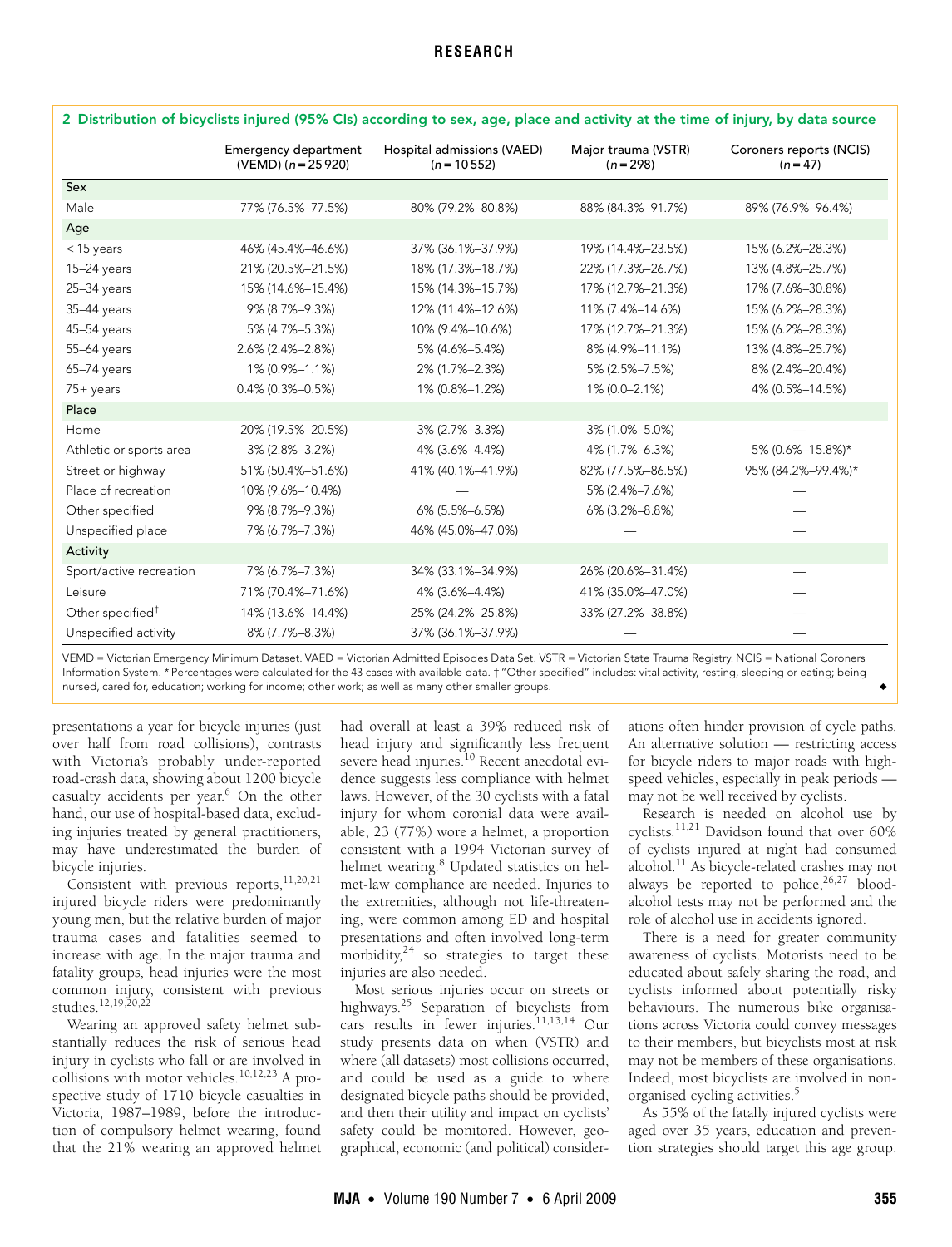**2 Distribution of bicyclists injured (95% CIs) according to sex, age, place and activity at the time of injury, by data source**

| | Emergency department (VEMD) (n = 25 920) | Hospital admissions (VAED) (n = 10 552) | Major trauma (VSTR) (n = 298) | Coroners reports (NCIS) (n = 47) |
|---|---|---|---|---|
| **Sex** | | | | |
| Male | 77% (76.5%–77.5%) | 80% (79.2%–80.8%) | 88% (84.3%–91.7%) | 89% (76.9%–96.4%) |
| **Age** | | | | |
| < 15 years | 46% (45.4%–46.6%) | 37% (36.1%–37.9%) | 19% (14.4%–23.5%) | 15% (6.2%–28.3%) |
| 15–24 years | 21% (20.5%–21.5%) | 18% (17.3%–18.7%) | 22% (17.3%–26.7%) | 13% (4.8%–25.7%) |
| 25–34 years | 15% (14.6%–15.4%) | 15% (14.3%–15.7%) | 17% (12.7%–21.3%) | 17% (7.6%–30.8%) |
| 35–44 years | 9% (8.7%–9.3%) | 12% (11.4%–12.6%) | 11% (7.4%–14.6%) | 15% (6.2%–28.3%) |
| 45–54 years | 5% (4.7%–5.3%) | 10% (9.4%–10.6%) | 17% (12.7%–21.3%) | 15% (6.2%–28.3%) |
| 55–64 years | 2.6% (2.4%–2.8%) | 5% (4.6%–5.4%) | 8% (4.9%–11.1%) | 13% (4.8%–25.7%) |
| 65–74 years | 1% (0.9%–1.1%) | 2% (1.7%–2.3%) | 5% (2.5%–7.5%) | 8% (2.4%–20.4%) |
| 75+ years | 0.4% (0.3%–0.5%) | 1% (0.8%–1.2%) | 1% (0.0–2.1%) | 4% (0.5%–14.5%) |
| **Place** | | | | |
| Home | 20% (19.5%–20.5%) | 3% (2.7%–3.3%) | 3% (1.0%–5.0%) | — |
| Athletic or sports area | 3% (2.8%–3.2%) | 4% (3.6%–4.4%) | 4% (1.7%–6.3%) | 5% (0.6%–15.8%)* |
| Street or highway | 51% (50.4%–51.6%) | 41% (40.1%–41.9%) | 82% (77.5%–86.5%) | 95% (84.2%–99.4%)* |
| Place of recreation | 10% (9.6%–10.4%) | — | 5% (2.4%–7.6%) | — |
| Other specified | 9% (8.7%–9.3%) | 6% (5.5%–6.5%) | 6% (3.2%–8.8%) | — |
| Unspecified place | 7% (6.7%–7.3%) | 46% (45.0%–47.0%) | — | — |
| **Activity** | | | | |
| Sport/active recreation | 7% (6.7%–7.3%) | 34% (33.1%–34.9%) | 26% (20.6%–31.4%) | — |
| Leisure | 71% (70.4%–71.6%) | 4% (3.6%–4.4%) | 41% (35.0%–47.0%) | — |
| Other specified† | 14% (13.6%–14.4%) | 25% (24.2%–25.8%) | 33% (27.2%–38.8%) | — |
| Unspecified activity | 8% (7.7%–8.3%) | 37% (36.1%–37.9%) | — | — |

VEMD = Victorian Emergency Minimum Dataset. VAED = Victorian Admitted Episodes Data Set. VSTR = Victorian State Trauma Registry. NCIS = National Coroners Information System. * Percentages were calculated for the 43 cases with available data. † "Other specified" includes: vital activity, resting, sleeping or eating; being nursed, cared for, education; working for income; other work; as well as many other smaller groups.

presentations a year for bicycle injuries (just over half from road collisions), contrasts with Victoria's probably under-reported road-crash data, showing about 1200 bicycle casualty accidents per year.[6] On the other hand, our use of hospital-based data, excluding injuries treated by general practitioners, may have underestimated the burden of bicycle injuries.

Consistent with previous reports,[11,20,21] injured bicycle riders were predominantly young men, but the relative burden of major trauma cases and fatalities seemed to increase with age. In the major trauma and fatality groups, head injuries were the most common injury, consistent with previous studies.[12,19,20,22]

Wearing an approved safety helmet substantially reduces the risk of serious head injury in cyclists who fall or are involved in collisions with motor vehicles.[10,12,23] A prospective study of 1710 bicycle casualties in Victoria, 1987–1989, before the introduction of compulsory helmet wearing, found that the 21% wearing an approved helmet had overall at least a 39% reduced risk of head injury and significantly less frequent severe head injuries.[10] Recent anecdotal evidence suggests less compliance with helmet laws. However, of the 30 cyclists with a fatal injury for whom coronial data were available, 23 (77%) wore a helmet, a proportion consistent with a 1994 Victorian survey of helmet wearing.[8] Updated statistics on helmet-law compliance are needed. Injuries to the extremities, although not life-threatening, were common among ED and hospital presentations and often involved long-term morbidity,[24] so strategies to target these injuries are also needed.

Most serious injuries occur on streets or highways.[25] Separation of bicyclists from cars results in fewer injuries.[11,13,14] Our study presents data on when (VSTR) and where (all datasets) most collisions occurred, and could be used as a guide to where designated bicycle paths should be provided, and then their utility and impact on cyclists' safety could be monitored. However, geographical, economic (and political) considerations often hinder provision of cycle paths. An alternative solution — restricting access for bicycle riders to major roads with high-speed vehicles, especially in peak periods — may not be well received by cyclists.

Research is needed on alcohol use by cyclists.[11,21] Davidson found that over 60% of cyclists injured at night had consumed alcohol.[11] As bicycle-related crashes may not always be reported to police,[26,27] blood-alcohol tests may not be performed and the role of alcohol use in accidents ignored.

There is a need for greater community awareness of cyclists. Motorists need to be educated about safely sharing the road, and cyclists informed about potentially risky behaviours. The numerous bike organisations across Victoria could convey messages to their members, but bicyclists most at risk may not be members of these organisations. Indeed, most bicyclists are involved in non-organised cycling activities.[5]

As 55% of the fatally injured cyclists were aged over 35 years, education and prevention strategies should target this age group.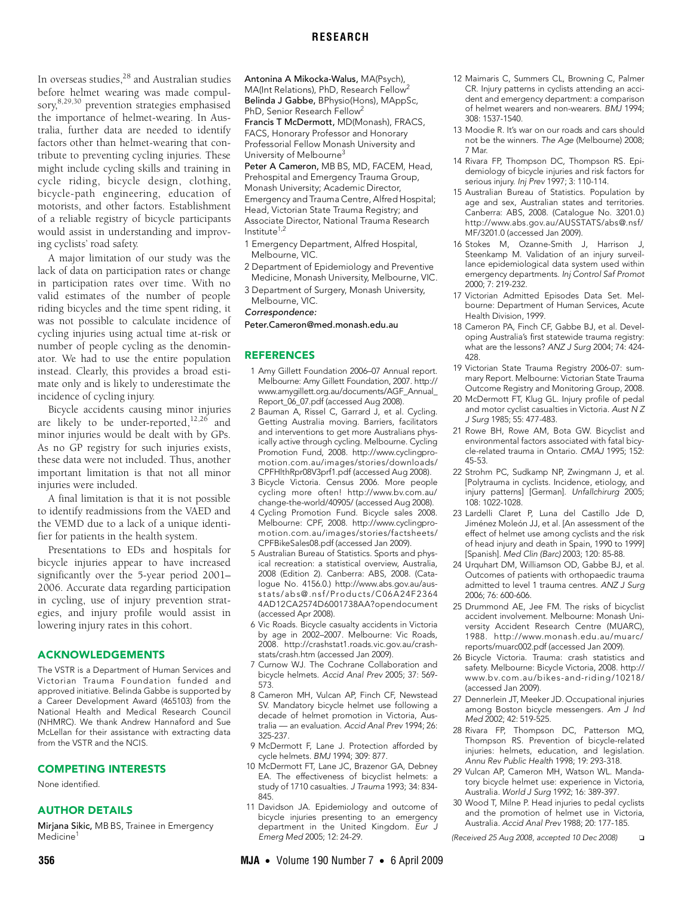In overseas studies,[28] and Australian studies before helmet wearing was made compulsory,[8,29,30] prevention strategies emphasised the importance of helmet-wearing. In Australia, further data are needed to identify factors other than helmet-wearing that contribute to preventing cycling injuries. These might include cycling skills and training in cycle riding, bicycle design, clothing, bicycle-path engineering, education of motorists, and other factors. Establishment of a reliable registry of bicycle participants would assist in understanding and improving cyclists' road safety.

A major limitation of our study was the lack of data on participation rates or change in participation rates over time. With no valid estimates of the number of people riding bicycles and the time spent riding, it was not possible to calculate incidence of cycling injuries using actual time at-risk or number of people cycling as the denominator. We had to use the entire population instead. Clearly, this provides a broad estimate only and is likely to underestimate the incidence of cycling injury.

Bicycle accidents causing minor injuries are likely to be under-reported,[12,26] and minor injuries would be dealt with by GPs. As no GP registry for such injuries exists, these data were not included. Thus, another important limitation is that not all minor injuries were included.

A final limitation is that it is not possible to identify readmissions from the VAED and the VEMD due to a lack of a unique identifier for patients in the health system.

Presentations to EDs and hospitals for bicycle injuries appear to have increased significantly over the 5-year period 2001–2006. Accurate data regarding participation in cycling, use of injury prevention strategies, and injury profile would assist in lowering injury rates in this cohort.

## ACKNOWLEDGEMENTS

The VSTR is a Department of Human Services and Victorian Trauma Foundation funded and approved initiative. Belinda Gabbe is supported by a Career Development Award (465103) from the National Health and Medical Research Council (NHMRC). We thank Andrew Hannaford and Sue McLellan for their assistance with extracting data from the VSTR and the NCIS.

## COMPETING INTERESTS

None identified.

## AUTHOR DETAILS

**Mirjana Sikic,** MB BS, Trainee in Emergency Medicine[1]
**Antonina A Mikocka-Walus,** MA(Psych), MA(Int Relations), PhD, Research Fellow[2]
**Belinda J Gabbe,** BPhysio(Hons), MAppSc, PhD, Senior Research Fellow[2]
**Francis T McDermott,** MD(Monash), FRACS, FACS, Honorary Professor and Honorary Professorial Fellow Monash University and University of Melbourne[3]
**Peter A Cameron,** MB BS, MD, FACEM, Head, Prehospital and Emergency Trauma Group, Monash University; Academic Director, Emergency and Trauma Centre, Alfred Hospital; Head, Victorian State Trauma Registry; and Associate Director, National Trauma Research Institute[1,2]

1 Emergency Department, Alfred Hospital, Melbourne, VIC.
2 Department of Epidemiology and Preventive Medicine, Monash University, Melbourne, VIC.
3 Department of Surgery, Monash University, Melbourne, VIC.

*Correspondence:*
Peter.Cameron@med.monash.edu.au

## REFERENCES

1 Amy Gillett Foundation 2006–07 Annual report. Melbourne: Amy Gillett Foundation, 2007. http://www.amygillett.org.au/documents/AGF_Annual_Report_06_07.pdf (accessed Aug 2008).
2 Bauman A, Rissel C, Garrard J, et al. Cycling. Getting Australia moving. Barriers, facilitators and interventions to get more Australians physically active through cycling. Melbourne. Cycling Promotion Fund, 2008. http://www.cyclingpromotion.com.au/images/stories/downloads/CPFHlthRpr08V3prf1.pdf (accessed Aug 2008).
3 Bicycle Victoria. Census 2006. More people cycling more often! http://www.bv.com.au/change-the-world/40905/ (accessed Aug 2008).
4 Cycling Promotion Fund. Bicycle sales 2008. Melbourne: CPF, 2008. http://www.cyclingpromotion.com.au/images/stories/factsheets/CPFBikeSales08.pdf (accessed Jan 2009).
5 Australian Bureau of Statistics. Sports and physical recreation: a statistical overview, Australia, 2008 (Edition 2). Canberra: ABS, 2008. (Catalogue No. 4156.0.) http://www.abs.gov.au/ausstats/abs@.nsf/Products/C06A24F23644AD12CA2574D6001738AA?opendocument (accessed Apr 2008).
6 Vic Roads. Bicycle casualty accidents in Victoria by age in 2002–2007. Melbourne: Vic Roads, 2008. http://crashstat1.roads.vic.gov.au/crashstats/crash.htm (accessed Jan 2009).
7 Curnow WJ. The Cochrane Collaboration and bicycle helmets. *Accid Anal Prev* 2005; 37: 569-573.
8 Cameron MH, Vulcan AP, Finch CF, Newstead SV. Mandatory bicycle helmet use following a decade of helmet promotion in Victoria, Australia — an evaluation. *Accid Anal Prev* 1994; 26: 325-237.
9 McDermott F, Lane J. Protection afforded by cycle helmets. *BMJ* 1994; 309: 877.
10 McDermott FT, Lane JC, Brazenor GA, Debney EA. The effectiveness of bicyclist helmets: a study of 1710 casualties. *J Trauma* 1993; 34: 834-845.
11 Davidson JA. Epidemiology and outcome of bicycle injuries presenting to an emergency department in the United Kingdom. *Eur J Emerg Med* 2005; 12: 24-29.
12 Maimaris C, Summers CL, Browning C, Palmer CR. Injury patterns in cyclists attending an accident and emergency department: a comparison of helmet wearers and non-wearers. *BMJ* 1994; 308: 1537-1540.
13 Moodie R. It's war on our roads and cars should not be the winners. *The Age* (Melbourne) 2008; 7 Mar.
14 Rivara FP, Thompson DC, Thompson RS. Epidemiology of bicycle injuries and risk factors for serious injury. *Inj Prev* 1997; 3: 110-114.
15 Australian Bureau of Statistics. Population by age and sex, Australian states and territories. Canberra: ABS, 2008. (Catalogue No. 3201.0.) http://www.abs.gov.au/AUSSTATS/abs@.nsf/MF/3201.0 (accessed Jan 2009).
16 Stokes M, Ozanne-Smith J, Harrison J, Steenkamp M. Validation of an injury surveillance epidemiological data system used within emergency departments. *Inj Control Saf Promot* 2000; 7: 219-232.
17 Victorian Admitted Episodes Data Set. Melbourne: Department of Human Services, Acute Health Division, 1999.
18 Cameron PA, Finch CF, Gabbe BJ, et al. Developing Australia's first statewide trauma registry: what are the lessons? *ANZ J Surg* 2004; 74: 424-428.
19 Victorian State Trauma Registry 2006-07: summary Report. Melbourne: Victorian State Trauma Outcome Registry and Monitoring Group, 2008.
20 McDermott FT, Klug GL. Injury profile of pedal and motor cyclist casualties in Victoria. *Aust N Z J Surg* 1985; 55: 477-483.
21 Rowe BH, Rowe AM, Bota GW. Bicyclist and environmental factors associated with fatal bicycle-related trauma in Ontario. *CMAJ* 1995; 152: 45-53.
22 Strohm PC, Sudkamp NP, Zwingmann J, et al. [Polytrauma in cyclists. Incidence, etiology, and injury patterns] [German]. *Unfallchirurg* 2005; 108: 1022-1028.
23 Lardelli Claret P, Luna del Castillo Jde D, Jiménez Moleón JJ, et al. [An assessment of the effect of helmet use among cyclists and the risk of head injury and death in Spain, 1990 to 1999] [Spanish]. *Med Clin (Barc)* 2003; 120: 85-88.
24 Urquhart DM, Williamson OD, Gabbe BJ, et al. Outcomes of patients with orthopaedic trauma admitted to level 1 trauma centres. *ANZ J Surg* 2006; 76: 600-606.
25 Drummond AE, Jee FM. The risks of bicyclist accident involvement. Melbourne: Monash University Accident Research Centre (MUARC), 1988. http://www.monash.edu.au/muarc/reports/muarc002.pdf (accessed Jan 2009).
26 Bicycle Victoria. Trauma: crash statistics and safety. Melbourne: Bicycle Victoria, 2008. http://www.bv.com.au/bikes-and-riding/10218/ (accessed Jan 2009).
27 Dennerlein JT, Meeker JD. Occupational injuries among Boston bicycle messengers. *Am J Ind Med* 2002; 42: 519-525.
28 Rivara FP, Thompson DC, Patterson MQ, Thompson RS. Prevention of bicycle-related injuries: helmets, education, and legislation. *Annu Rev Public Health* 1998; 19: 293-318.
29 Vulcan AP, Cameron MH, Watson WL. Mandatory bicycle helmet use: experience in Victoria, Australia. *World J Surg* 1992; 16: 389-397.
30 Wood T, Milne P. Head injuries to pedal cyclists and the promotion of helmet use in Victoria, Australia. *Accid Anal Prev* 1988; 20: 177-185.

*(Received 25 Aug 2008, accepted 10 Dec 2008)*